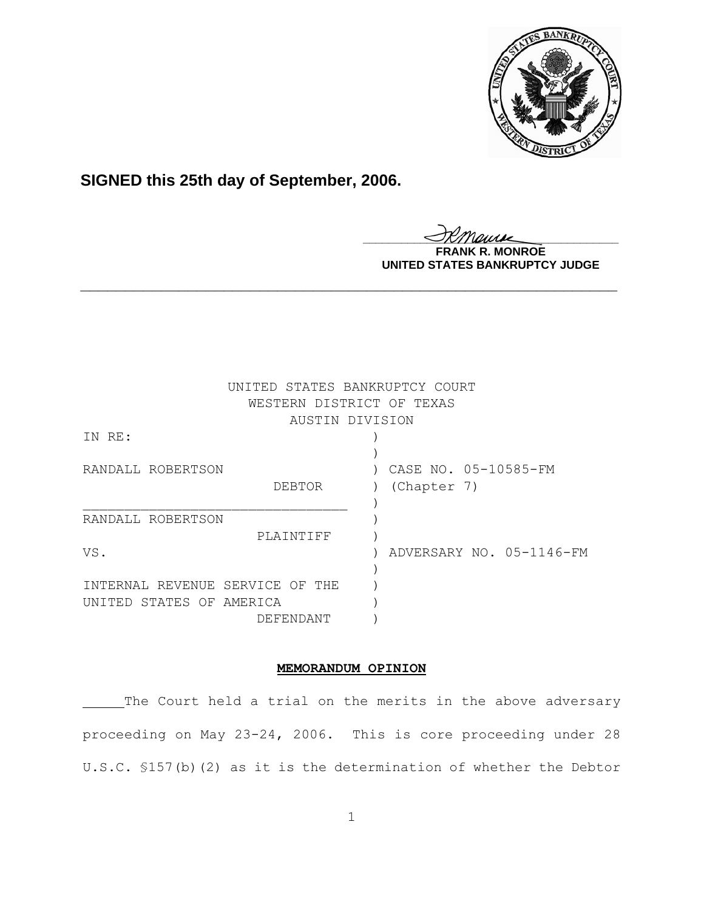**SIGNED this 25th day of September, 2006.**

**FRANK R. MONROE**
**UNITED STATES BANKRUPTCY JUDGE**

---

UNITED STATES BANKRUPTCY COURT
WESTERN DISTRICT OF TEXAS
AUSTIN DIVISION

| | | |
|---|---|---|
| IN RE: | ) | |
| | ) | |
| RANDALL ROBERTSON | ) | CASE NO. 05-10585-FM |
| DEBTOR | ) | (Chapter 7) |
| | ) | |
| RANDALL ROBERTSON | ) | |
| PLAINTIFF | ) | |
| VS. | ) | ADVERSARY NO. 05-1146-FM |
| | ) | |
| INTERNAL REVENUE SERVICE OF THE | ) | |
| UNITED STATES OF AMERICA | ) | |
| DEFENDANT | ) | |

**MEMORANDUM OPINION**

The Court held a trial on the merits in the above adversary proceeding on May 23-24, 2006. This is core proceeding under 28 U.S.C. §157(b)(2) as it is the determination of whether the Debtor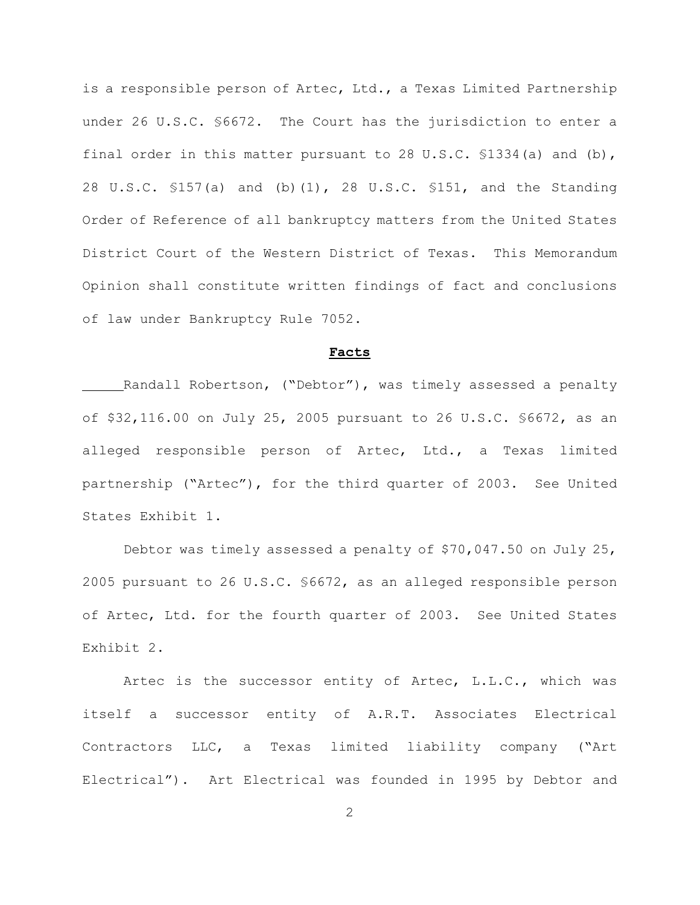is a responsible person of Artec, Ltd., a Texas Limited Partnership under 26 U.S.C. §6672. The Court has the jurisdiction to enter a final order in this matter pursuant to 28 U.S.C. §1334(a) and (b), 28 U.S.C. §157(a) and (b)(1), 28 U.S.C. §151, and the Standing Order of Reference of all bankruptcy matters from the United States District Court of the Western District of Texas. This Memorandum Opinion shall constitute written findings of fact and conclusions of law under Bankruptcy Rule 7052.

## **Facts**

Randall Robertson, ("Debtor"), was timely assessed a penalty of $32,116.00 on July 25, 2005 pursuant to 26 U.S.C. §6672, as an alleged responsible person of Artec, Ltd., a Texas limited partnership ("Artec"), for the third quarter of 2003. See United States Exhibit 1.

Debtor was timely assessed a penalty of $70,047.50 on July 25, 2005 pursuant to 26 U.S.C. §6672, as an alleged responsible person of Artec, Ltd. for the fourth quarter of 2003. See United States Exhibit 2.

Artec is the successor entity of Artec, L.L.C., which was itself a successor entity of A.R.T. Associates Electrical Contractors LLC, a Texas limited liability company ("Art Electrical"). Art Electrical was founded in 1995 by Debtor and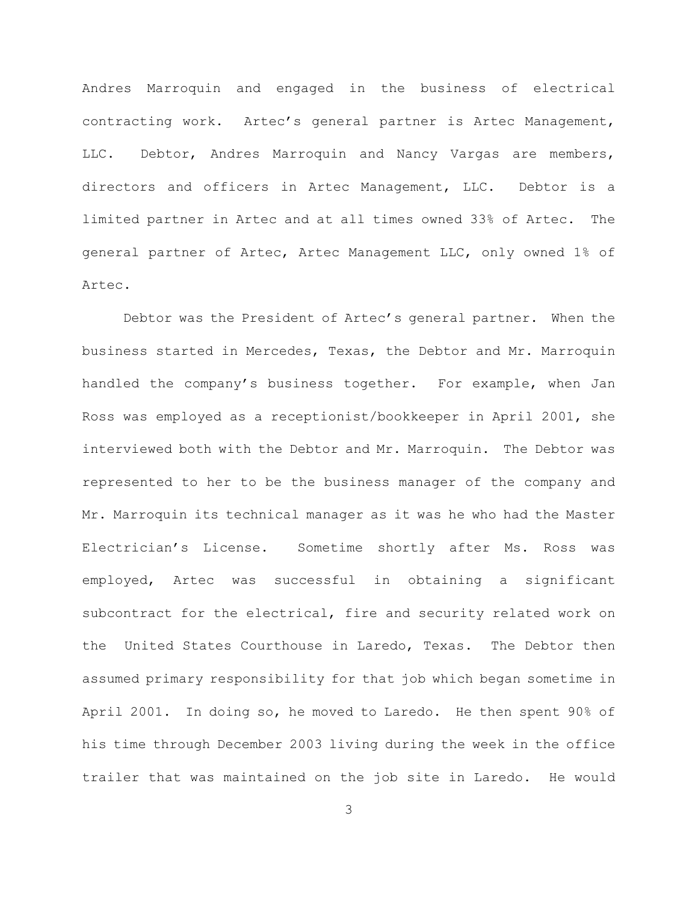Andres Marroquin and engaged in the business of electrical contracting work. Artec's general partner is Artec Management, LLC. Debtor, Andres Marroquin and Nancy Vargas are members, directors and officers in Artec Management, LLC. Debtor is a limited partner in Artec and at all times owned 33% of Artec. The general partner of Artec, Artec Management LLC, only owned 1% of Artec.

Debtor was the President of Artec's general partner. When the business started in Mercedes, Texas, the Debtor and Mr. Marroquin handled the company's business together. For example, when Jan Ross was employed as a receptionist/bookkeeper in April 2001, she interviewed both with the Debtor and Mr. Marroquin. The Debtor was represented to her to be the business manager of the company and Mr. Marroquin its technical manager as it was he who had the Master Electrician's License. Sometime shortly after Ms. Ross was employed, Artec was successful in obtaining a significant subcontract for the electrical, fire and security related work on the United States Courthouse in Laredo, Texas. The Debtor then assumed primary responsibility for that job which began sometime in April 2001. In doing so, he moved to Laredo. He then spent 90% of his time through December 2003 living during the week in the office trailer that was maintained on the job site in Laredo. He would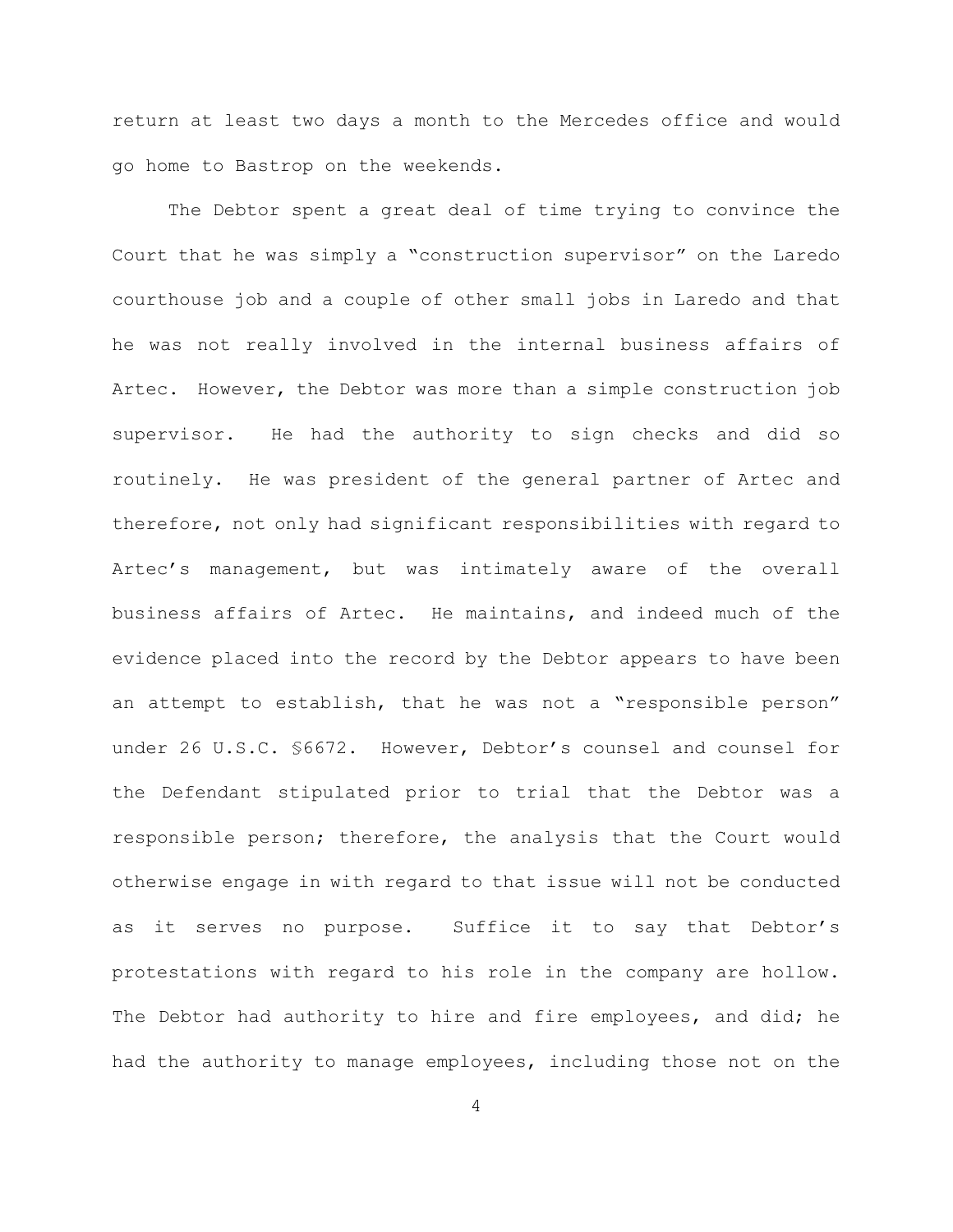return at least two days a month to the Mercedes office and would go home to Bastrop on the weekends.

The Debtor spent a great deal of time trying to convince the Court that he was simply a "construction supervisor" on the Laredo courthouse job and a couple of other small jobs in Laredo and that he was not really involved in the internal business affairs of Artec. However, the Debtor was more than a simple construction job supervisor. He had the authority to sign checks and did so routinely. He was president of the general partner of Artec and therefore, not only had significant responsibilities with regard to Artec's management, but was intimately aware of the overall business affairs of Artec. He maintains, and indeed much of the evidence placed into the record by the Debtor appears to have been an attempt to establish, that he was not a "responsible person" under 26 U.S.C. §6672. However, Debtor's counsel and counsel for the Defendant stipulated prior to trial that the Debtor was a responsible person; therefore, the analysis that the Court would otherwise engage in with regard to that issue will not be conducted as it serves no purpose. Suffice it to say that Debtor's protestations with regard to his role in the company are hollow. The Debtor had authority to hire and fire employees, and did; he had the authority to manage employees, including those not on the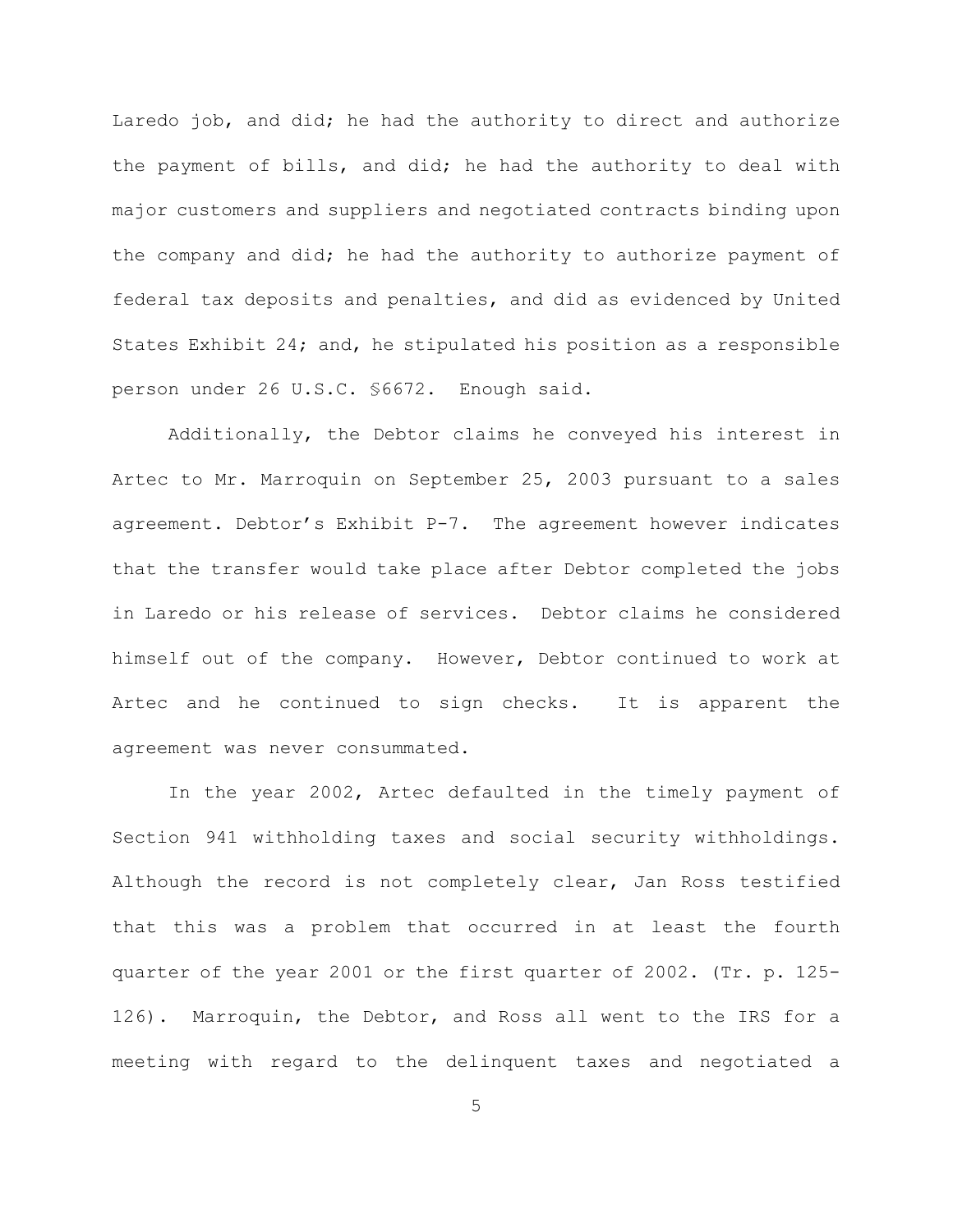Laredo job, and did; he had the authority to direct and authorize the payment of bills, and did; he had the authority to deal with major customers and suppliers and negotiated contracts binding upon the company and did; he had the authority to authorize payment of federal tax deposits and penalties, and did as evidenced by United States Exhibit 24; and, he stipulated his position as a responsible person under 26 U.S.C. §6672. Enough said.

Additionally, the Debtor claims he conveyed his interest in Artec to Mr. Marroquin on September 25, 2003 pursuant to a sales agreement. Debtor's Exhibit P-7. The agreement however indicates that the transfer would take place after Debtor completed the jobs in Laredo or his release of services. Debtor claims he considered himself out of the company. However, Debtor continued to work at Artec and he continued to sign checks. It is apparent the agreement was never consummated.

In the year 2002, Artec defaulted in the timely payment of Section 941 withholding taxes and social security withholdings. Although the record is not completely clear, Jan Ross testified that this was a problem that occurred in at least the fourth quarter of the year 2001 or the first quarter of 2002. (Tr. p. 125-126). Marroquin, the Debtor, and Ross all went to the IRS for a meeting with regard to the delinquent taxes and negotiated a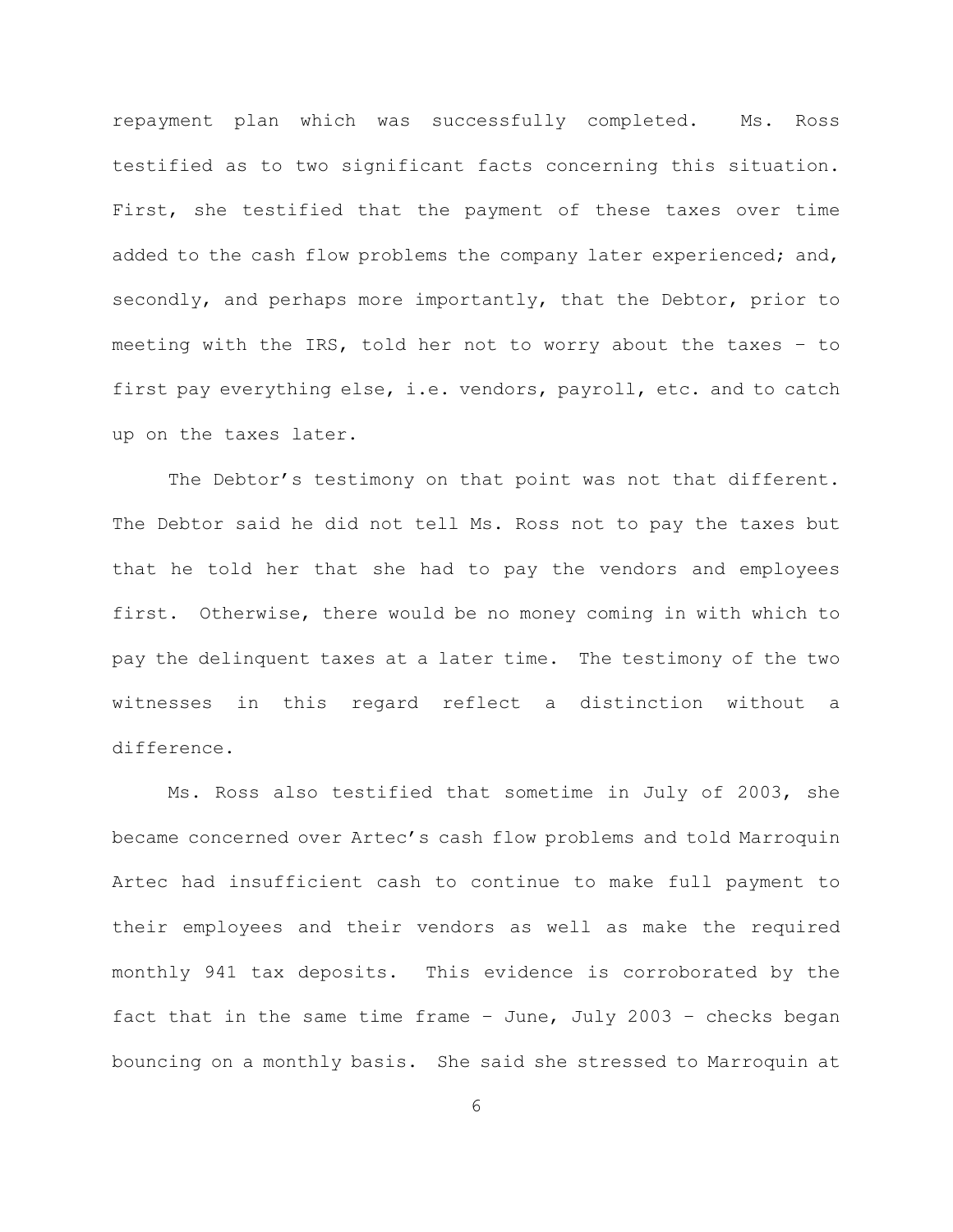repayment plan which was successfully completed. Ms. Ross testified as to two significant facts concerning this situation. First, she testified that the payment of these taxes over time added to the cash flow problems the company later experienced; and, secondly, and perhaps more importantly, that the Debtor, prior to meeting with the IRS, told her not to worry about the taxes – to first pay everything else, i.e. vendors, payroll, etc. and to catch up on the taxes later.

The Debtor's testimony on that point was not that different. The Debtor said he did not tell Ms. Ross not to pay the taxes but that he told her that she had to pay the vendors and employees first. Otherwise, there would be no money coming in with which to pay the delinquent taxes at a later time. The testimony of the two witnesses in this regard reflect a distinction without a difference.

Ms. Ross also testified that sometime in July of 2003, she became concerned over Artec's cash flow problems and told Marroquin Artec had insufficient cash to continue to make full payment to their employees and their vendors as well as make the required monthly 941 tax deposits. This evidence is corroborated by the fact that in the same time frame – June, July 2003 – checks began bouncing on a monthly basis. She said she stressed to Marroquin at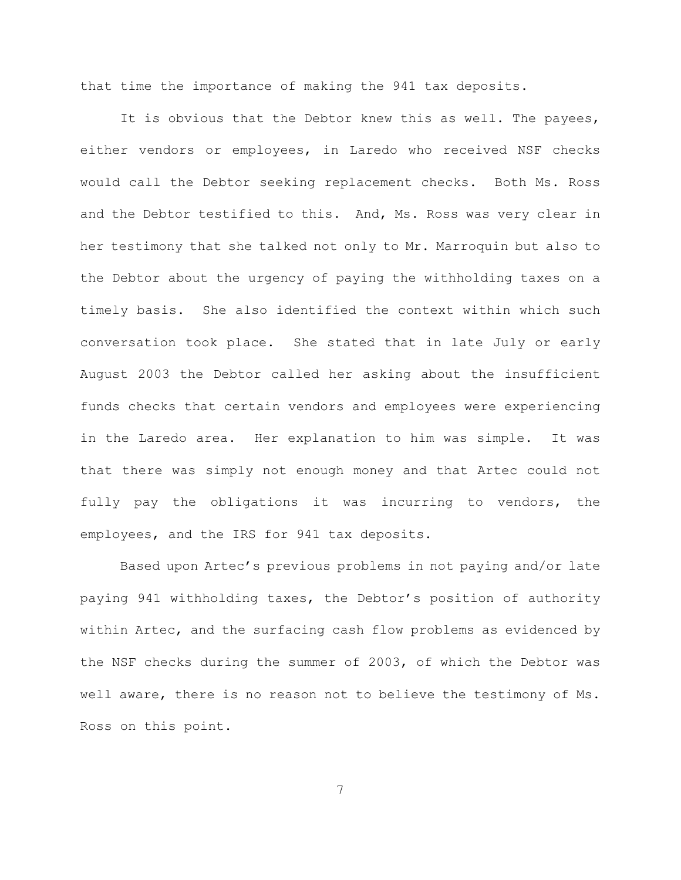that time the importance of making the 941 tax deposits.

It is obvious that the Debtor knew this as well. The payees, either vendors or employees, in Laredo who received NSF checks would call the Debtor seeking replacement checks. Both Ms. Ross and the Debtor testified to this. And, Ms. Ross was very clear in her testimony that she talked not only to Mr. Marroquin but also to the Debtor about the urgency of paying the withholding taxes on a timely basis. She also identified the context within which such conversation took place. She stated that in late July or early August 2003 the Debtor called her asking about the insufficient funds checks that certain vendors and employees were experiencing in the Laredo area. Her explanation to him was simple. It was that there was simply not enough money and that Artec could not fully pay the obligations it was incurring to vendors, the employees, and the IRS for 941 tax deposits.

Based upon Artec's previous problems in not paying and/or late paying 941 withholding taxes, the Debtor's position of authority within Artec, and the surfacing cash flow problems as evidenced by the NSF checks during the summer of 2003, of which the Debtor was well aware, there is no reason not to believe the testimony of Ms. Ross on this point.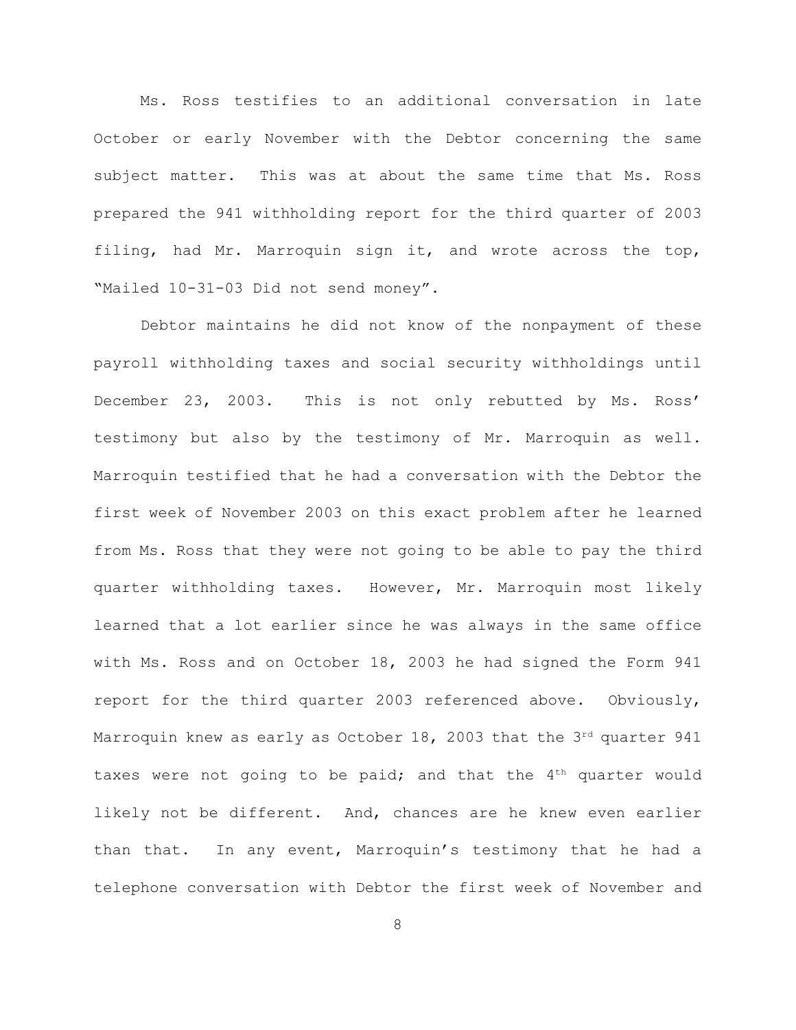Ms. Ross testifies to an additional conversation in late October or early November with the Debtor concerning the same subject matter. This was at about the same time that Ms. Ross prepared the 941 withholding report for the third quarter of 2003 filing, had Mr. Marroquin sign it, and wrote across the top, "Mailed 10-31-03 Did not send money".

Debtor maintains he did not know of the nonpayment of these payroll withholding taxes and social security withholdings until December 23, 2003. This is not only rebutted by Ms. Ross' testimony but also by the testimony of Mr. Marroquin as well. Marroquin testified that he had a conversation with the Debtor the first week of November 2003 on this exact problem after he learned from Ms. Ross that they were not going to be able to pay the third quarter withholding taxes. However, Mr. Marroquin most likely learned that a lot earlier since he was always in the same office with Ms. Ross and on October 18, 2003 he had signed the Form 941 report for the third quarter 2003 referenced above. Obviously, Marroquin knew as early as October 18, 2003 that the 3rd quarter 941 taxes were not going to be paid; and that the 4th quarter would likely not be different. And, chances are he knew even earlier than that. In any event, Marroquin's testimony that he had a telephone conversation with Debtor the first week of November and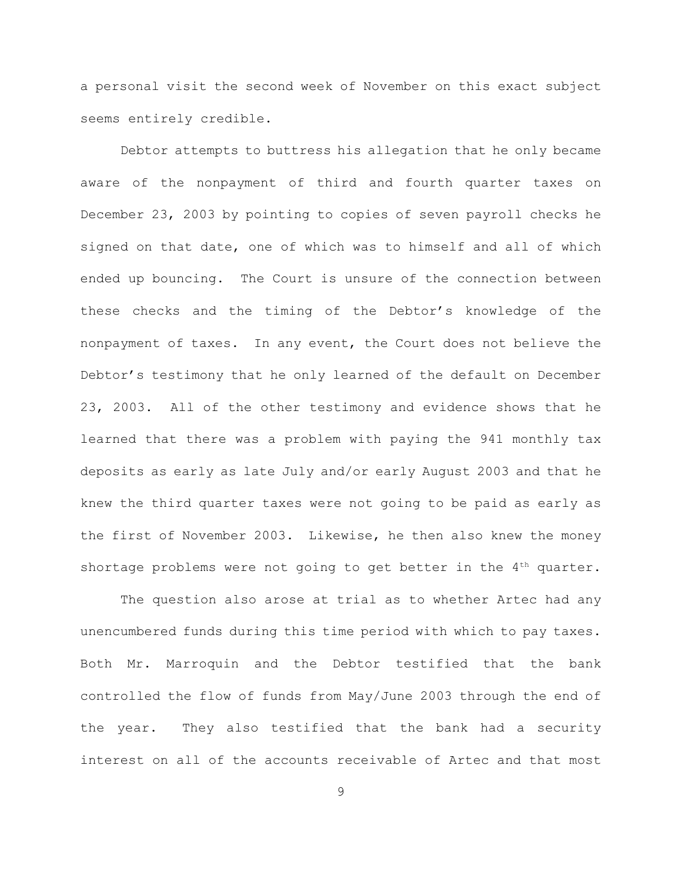a personal visit the second week of November on this exact subject seems entirely credible.

Debtor attempts to buttress his allegation that he only became aware of the nonpayment of third and fourth quarter taxes on December 23, 2003 by pointing to copies of seven payroll checks he signed on that date, one of which was to himself and all of which ended up bouncing. The Court is unsure of the connection between these checks and the timing of the Debtor's knowledge of the nonpayment of taxes. In any event, the Court does not believe the Debtor's testimony that he only learned of the default on December 23, 2003. All of the other testimony and evidence shows that he learned that there was a problem with paying the 941 monthly tax deposits as early as late July and/or early August 2003 and that he knew the third quarter taxes were not going to be paid as early as the first of November 2003. Likewise, he then also knew the money shortage problems were not going to get better in the 4th quarter.

The question also arose at trial as to whether Artec had any unencumbered funds during this time period with which to pay taxes. Both Mr. Marroquin and the Debtor testified that the bank controlled the flow of funds from May/June 2003 through the end of the year. They also testified that the bank had a security interest on all of the accounts receivable of Artec and that most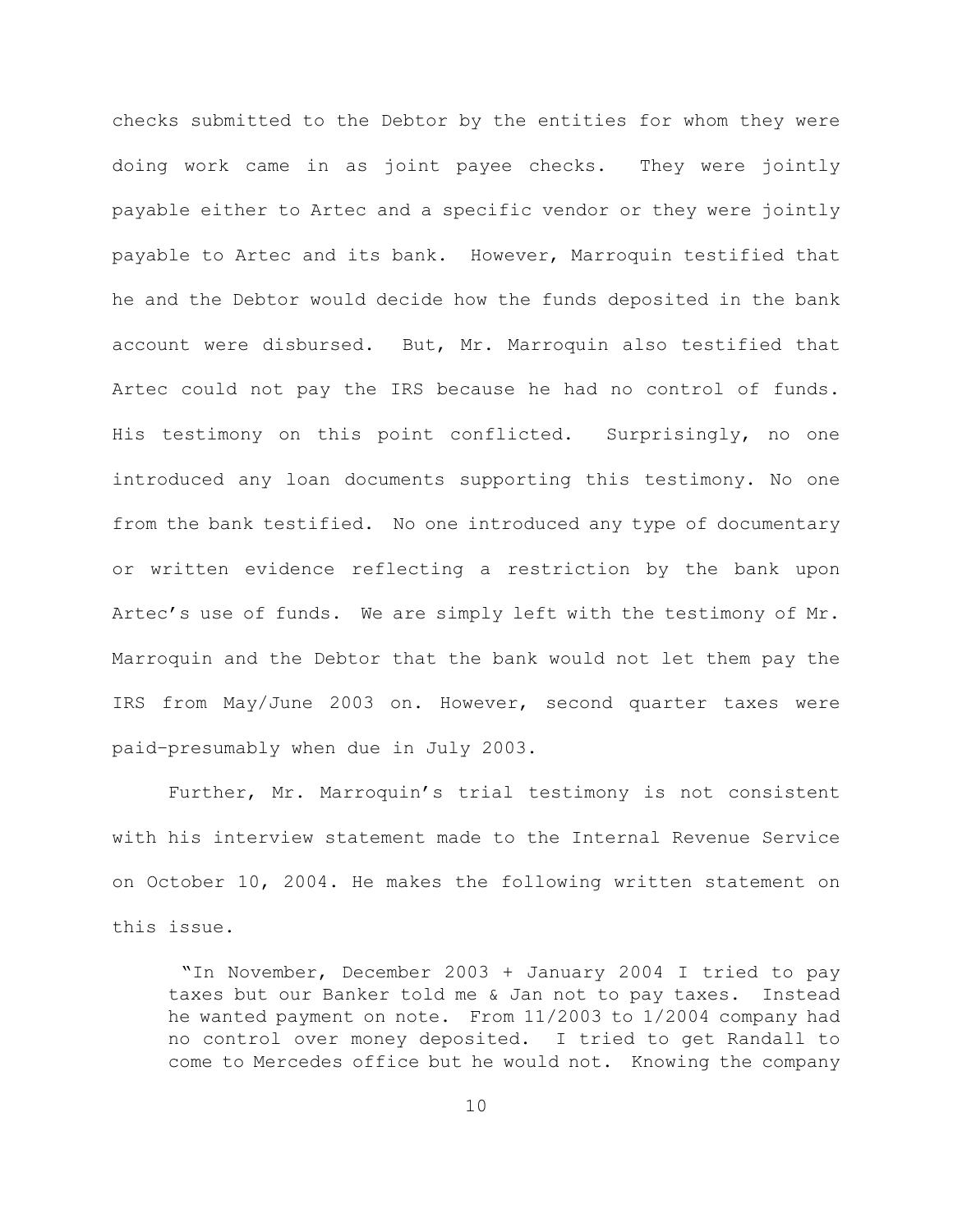checks submitted to the Debtor by the entities for whom they were doing work came in as joint payee checks. They were jointly payable either to Artec and a specific vendor or they were jointly payable to Artec and its bank. However, Marroquin testified that he and the Debtor would decide how the funds deposited in the bank account were disbursed. But, Mr. Marroquin also testified that Artec could not pay the IRS because he had no control of funds. His testimony on this point conflicted. Surprisingly, no one introduced any loan documents supporting this testimony. No one from the bank testified. No one introduced any type of documentary or written evidence reflecting a restriction by the bank upon Artec's use of funds. We are simply left with the testimony of Mr. Marroquin and the Debtor that the bank would not let them pay the IRS from May/June 2003 on. However, second quarter taxes were paid–presumably when due in July 2003.

Further, Mr. Marroquin's trial testimony is not consistent with his interview statement made to the Internal Revenue Service on October 10, 2004. He makes the following written statement on this issue.

> "In November, December 2003 + January 2004 I tried to pay taxes but our Banker told me & Jan not to pay taxes. Instead he wanted payment on note. From 11/2003 to 1/2004 company had no control over money deposited. I tried to get Randall to come to Mercedes office but he would not. Knowing the company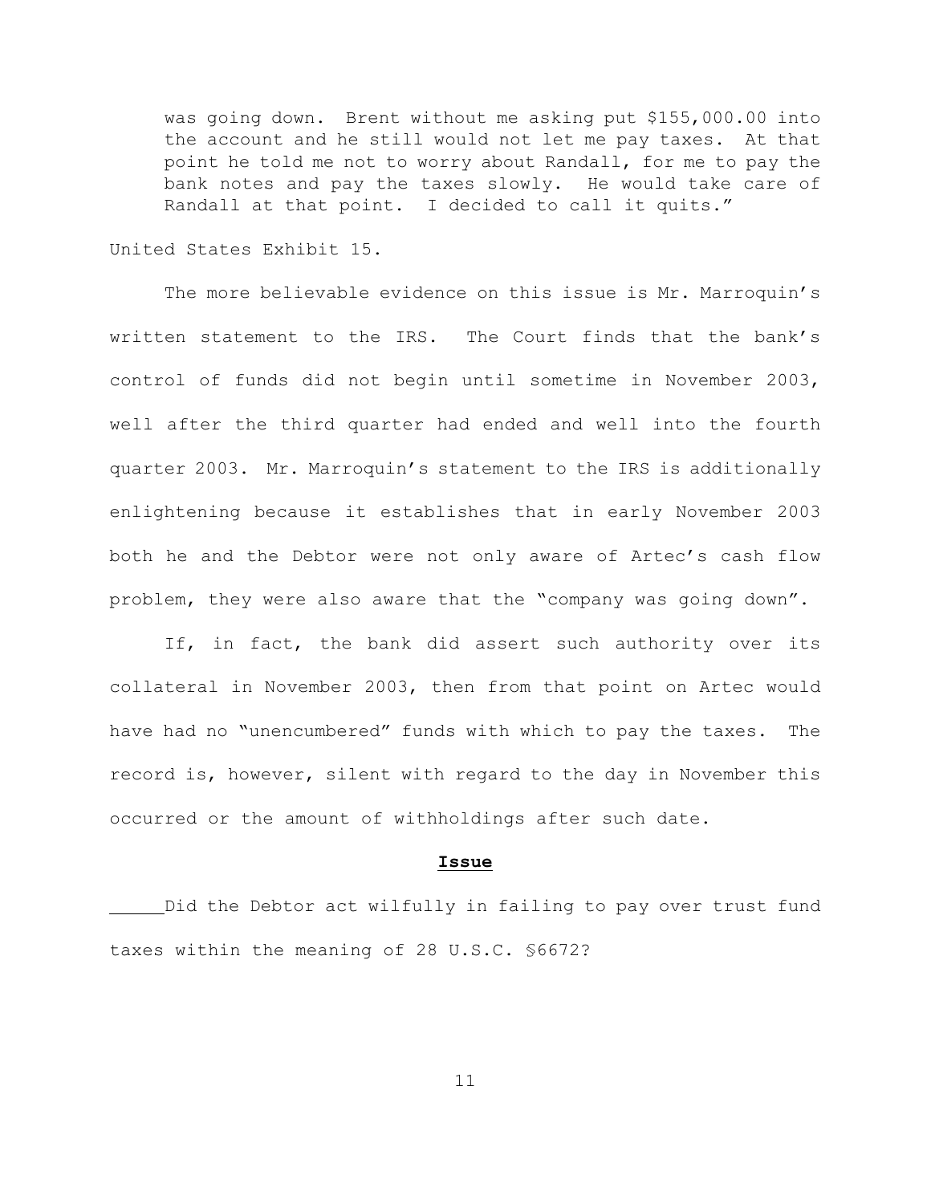> was going down. Brent without me asking put $155,000.00 into the account and he still would not let me pay taxes. At that point he told me not to worry about Randall, for me to pay the bank notes and pay the taxes slowly. He would take care of Randall at that point. I decided to call it quits."

United States Exhibit 15.

The more believable evidence on this issue is Mr. Marroquin's written statement to the IRS. The Court finds that the bank's control of funds did not begin until sometime in November 2003, well after the third quarter had ended and well into the fourth quarter 2003. Mr. Marroquin's statement to the IRS is additionally enlightening because it establishes that in early November 2003 both he and the Debtor were not only aware of Artec's cash flow problem, they were also aware that the "company was going down".

If, in fact, the bank did assert such authority over its collateral in November 2003, then from that point on Artec would have had no "unencumbered" funds with which to pay the taxes. The record is, however, silent with regard to the day in November this occurred or the amount of withholdings after such date.

## Issue

Did the Debtor act wilfully in failing to pay over trust fund taxes within the meaning of 28 U.S.C. §6672?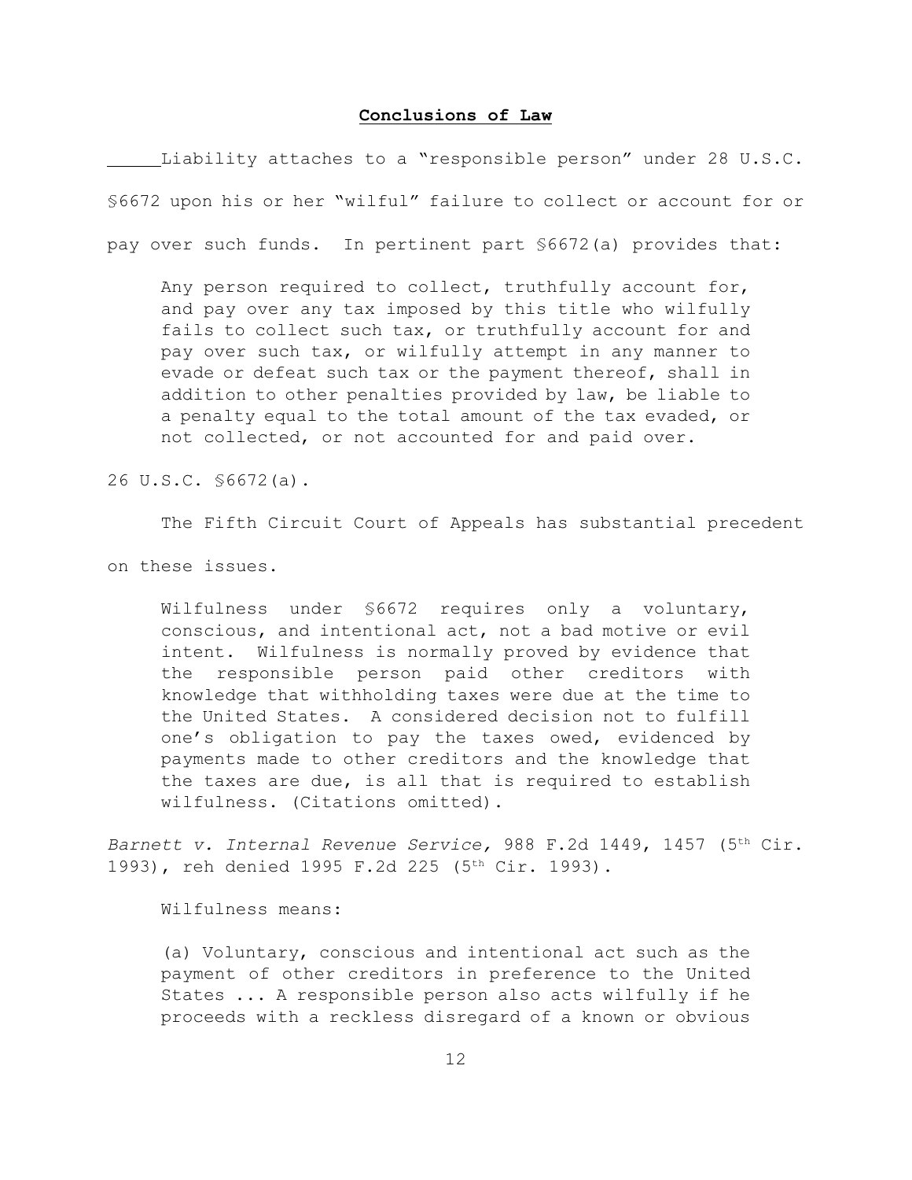**Conclusions of Law**

Liability attaches to a "responsible person" under 28 U.S.C. §6672 upon his or her "wilful" failure to collect or account for or pay over such funds. In pertinent part §6672(a) provides that:

> Any person required to collect, truthfully account for, and pay over any tax imposed by this title who wilfully fails to collect such tax, or truthfully account for and pay over such tax, or wilfully attempt in any manner to evade or defeat such tax or the payment thereof, shall in addition to other penalties provided by law, be liable to a penalty equal to the total amount of the tax evaded, or not collected, or not accounted for and paid over.

26 U.S.C. §6672(a).

The Fifth Circuit Court of Appeals has substantial precedent on these issues.

> Wilfulness under §6672 requires only a voluntary, conscious, and intentional act, not a bad motive or evil intent. Wilfulness is normally proved by evidence that the responsible person paid other creditors with knowledge that withholding taxes were due at the time to the United States. A considered decision not to fulfill one's obligation to pay the taxes owed, evidenced by payments made to other creditors and the knowledge that the taxes are due, is all that is required to establish wilfulness. (Citations omitted).

*Barnett v. Internal Revenue Service,* 988 F.2d 1449, 1457 (5th Cir. 1993), reh denied 1995 F.2d 225 (5th Cir. 1993).

Wilfulness means:

> (a) Voluntary, conscious and intentional act such as the payment of other creditors in preference to the United States ... A responsible person also acts wilfully if he proceeds with a reckless disregard of a known or obvious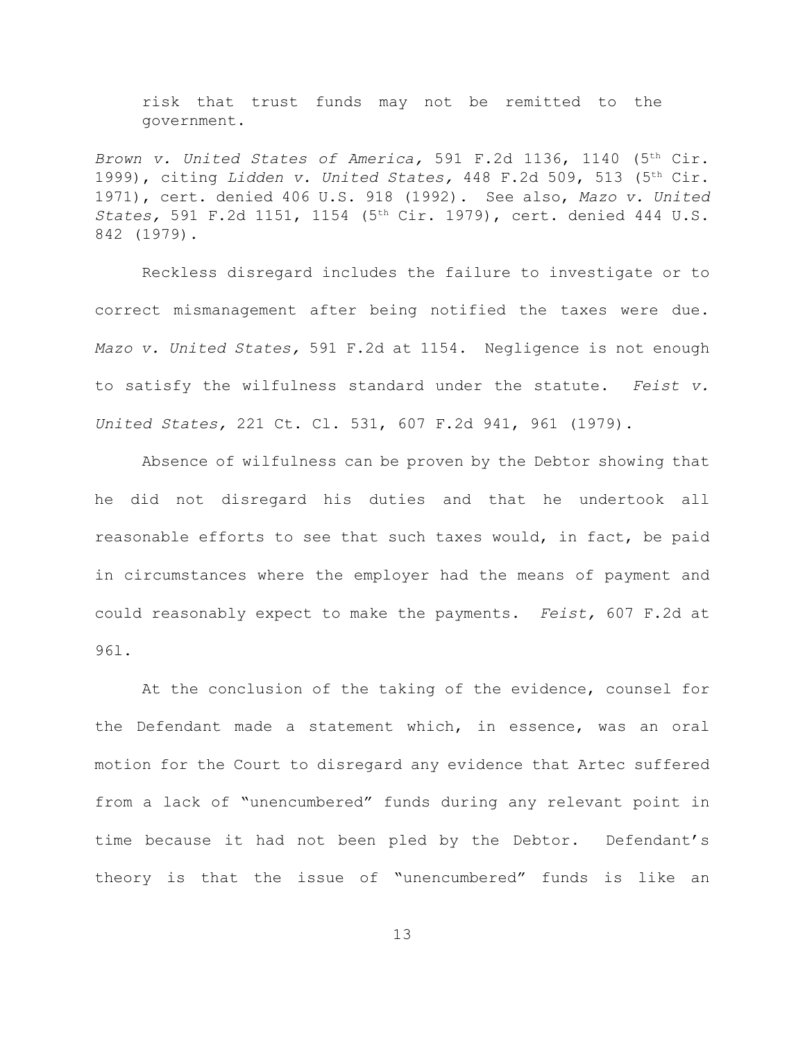risk that trust funds may not be remitted to the government.

*Brown v. United States of America,* 591 F.2d 1136, 1140 (5th Cir. 1999), citing *Lidden v. United States,* 448 F.2d 509, 513 (5th Cir. 1971), cert. denied 406 U.S. 918 (1992). See also, *Mazo v. United States,* 591 F.2d 1151, 1154 (5th Cir. 1979), cert. denied 444 U.S. 842 (1979).

Reckless disregard includes the failure to investigate or to correct mismanagement after being notified the taxes were due. *Mazo v. United States,* 591 F.2d at 1154. Negligence is not enough to satisfy the wilfulness standard under the statute. *Feist v. United States,* 221 Ct. Cl. 531, 607 F.2d 941, 961 (1979).

Absence of wilfulness can be proven by the Debtor showing that he did not disregard his duties and that he undertook all reasonable efforts to see that such taxes would, in fact, be paid in circumstances where the employer had the means of payment and could reasonably expect to make the payments. *Feist,* 607 F.2d at 96l.

At the conclusion of the taking of the evidence, counsel for the Defendant made a statement which, in essence, was an oral motion for the Court to disregard any evidence that Artec suffered from a lack of "unencumbered" funds during any relevant point in time because it had not been pled by the Debtor. Defendant's theory is that the issue of "unencumbered" funds is like an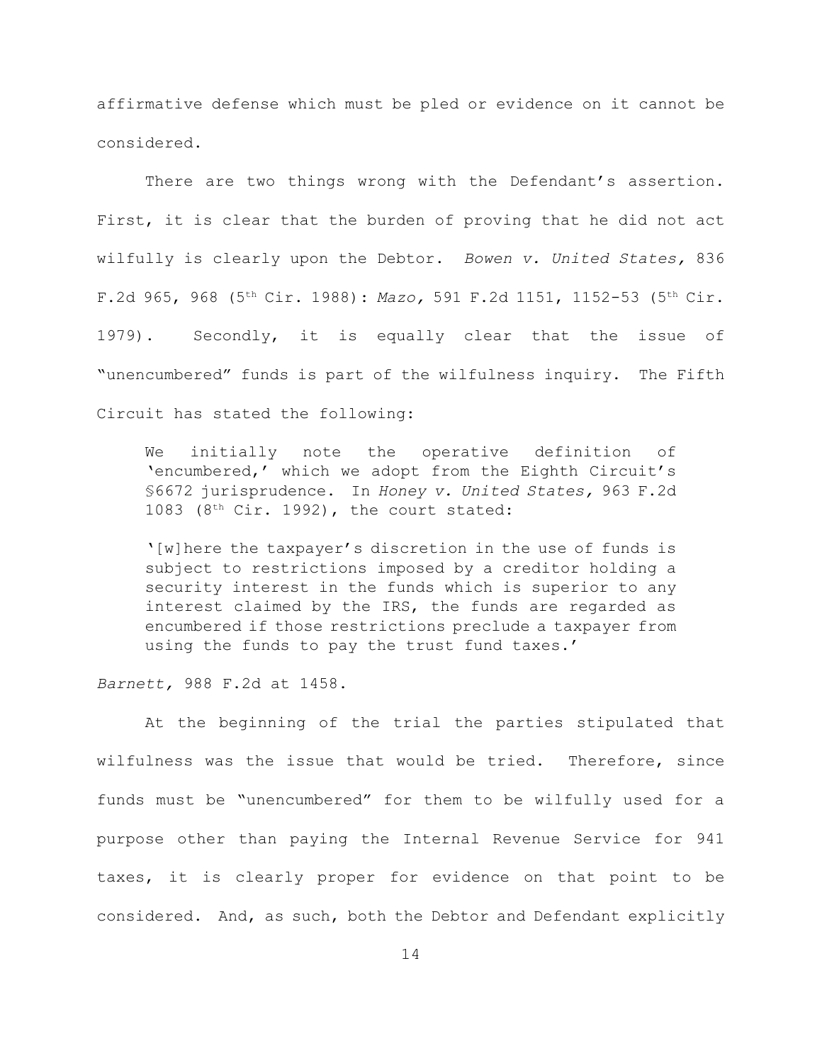affirmative defense which must be pled or evidence on it cannot be considered.

There are two things wrong with the Defendant's assertion. First, it is clear that the burden of proving that he did not act wilfully is clearly upon the Debtor. *Bowen v. United States,* 836 F.2d 965, 968 (5th Cir. 1988): *Mazo,* 591 F.2d 1151, 1152-53 (5th Cir. 1979). Secondly, it is equally clear that the issue of "unencumbered" funds is part of the wilfulness inquiry. The Fifth Circuit has stated the following:

> We initially note the operative definition of 'encumbered,' which we adopt from the Eighth Circuit's §6672 jurisprudence. In *Honey v. United States,* 963 F.2d 1083 (8th Cir. 1992), the court stated:
>
> '[w]here the taxpayer's discretion in the use of funds is subject to restrictions imposed by a creditor holding a security interest in the funds which is superior to any interest claimed by the IRS, the funds are regarded as encumbered if those restrictions preclude a taxpayer from using the funds to pay the trust fund taxes.'

*Barnett,* 988 F.2d at 1458.

At the beginning of the trial the parties stipulated that wilfulness was the issue that would be tried. Therefore, since funds must be "unencumbered" for them to be wilfully used for a purpose other than paying the Internal Revenue Service for 941 taxes, it is clearly proper for evidence on that point to be considered. And, as such, both the Debtor and Defendant explicitly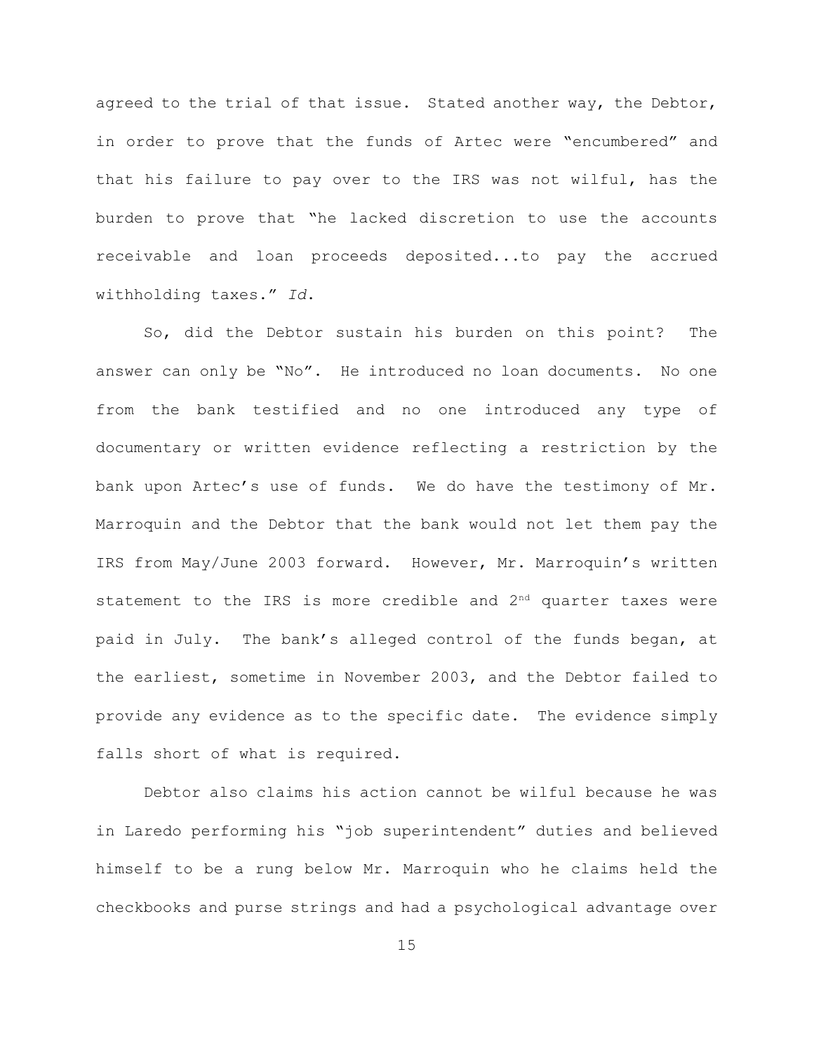agreed to the trial of that issue. Stated another way, the Debtor, in order to prove that the funds of Artec were "encumbered" and that his failure to pay over to the IRS was not wilful, has the burden to prove that "he lacked discretion to use the accounts receivable and loan proceeds deposited...to pay the accrued withholding taxes." *Id.*

So, did the Debtor sustain his burden on this point? The answer can only be "No". He introduced no loan documents. No one from the bank testified and no one introduced any type of documentary or written evidence reflecting a restriction by the bank upon Artec's use of funds. We do have the testimony of Mr. Marroquin and the Debtor that the bank would not let them pay the IRS from May/June 2003 forward. However, Mr. Marroquin's written statement to the IRS is more credible and 2nd quarter taxes were paid in July. The bank's alleged control of the funds began, at the earliest, sometime in November 2003, and the Debtor failed to provide any evidence as to the specific date. The evidence simply falls short of what is required.

Debtor also claims his action cannot be wilful because he was in Laredo performing his "job superintendent" duties and believed himself to be a rung below Mr. Marroquin who he claims held the checkbooks and purse strings and had a psychological advantage over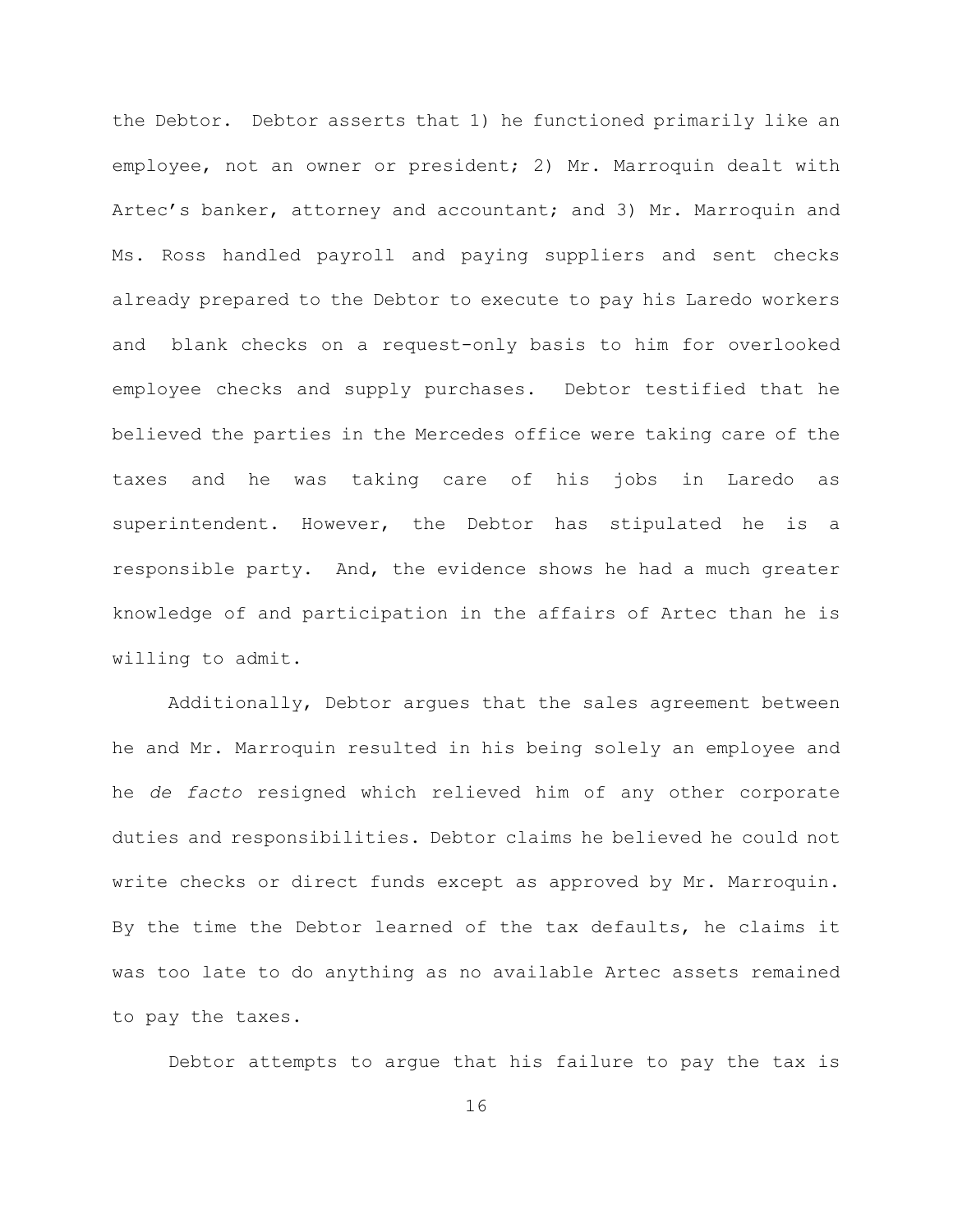the Debtor. Debtor asserts that 1) he functioned primarily like an employee, not an owner or president; 2) Mr. Marroquin dealt with Artec's banker, attorney and accountant; and 3) Mr. Marroquin and Ms. Ross handled payroll and paying suppliers and sent checks already prepared to the Debtor to execute to pay his Laredo workers and blank checks on a request-only basis to him for overlooked employee checks and supply purchases. Debtor testified that he believed the parties in the Mercedes office were taking care of the taxes and he was taking care of his jobs in Laredo as superintendent. However, the Debtor has stipulated he is a responsible party. And, the evidence shows he had a much greater knowledge of and participation in the affairs of Artec than he is willing to admit.

Additionally, Debtor argues that the sales agreement between he and Mr. Marroquin resulted in his being solely an employee and he *de facto* resigned which relieved him of any other corporate duties and responsibilities. Debtor claims he believed he could not write checks or direct funds except as approved by Mr. Marroquin. By the time the Debtor learned of the tax defaults, he claims it was too late to do anything as no available Artec assets remained to pay the taxes.

Debtor attempts to argue that his failure to pay the tax is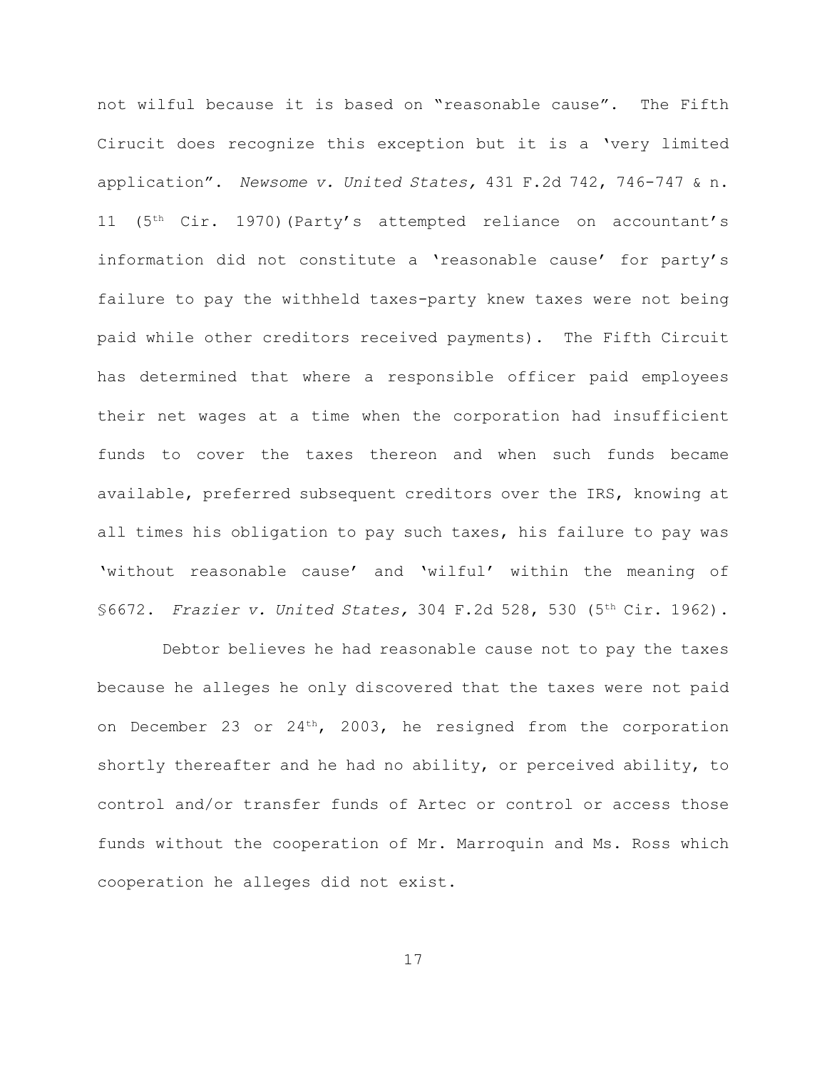not wilful because it is based on "reasonable cause". The Fifth Cirucit does recognize this exception but it is a 'very limited application". *Newsome v. United States,* 431 F.2d 742, 746-747 & n. 11 (5th Cir. 1970)(Party's attempted reliance on accountant's information did not constitute a 'reasonable cause' for party's failure to pay the withheld taxes-party knew taxes were not being paid while other creditors received payments). The Fifth Circuit has determined that where a responsible officer paid employees their net wages at a time when the corporation had insufficient funds to cover the taxes thereon and when such funds became available, preferred subsequent creditors over the IRS, knowing at all times his obligation to pay such taxes, his failure to pay was 'without reasonable cause' and 'wilful' within the meaning of §6672. *Frazier v. United States,* 304 F.2d 528, 530 (5th Cir. 1962).

Debtor believes he had reasonable cause not to pay the taxes because he alleges he only discovered that the taxes were not paid on December 23 or 24th, 2003, he resigned from the corporation shortly thereafter and he had no ability, or perceived ability, to control and/or transfer funds of Artec or control or access those funds without the cooperation of Mr. Marroquin and Ms. Ross which cooperation he alleges did not exist.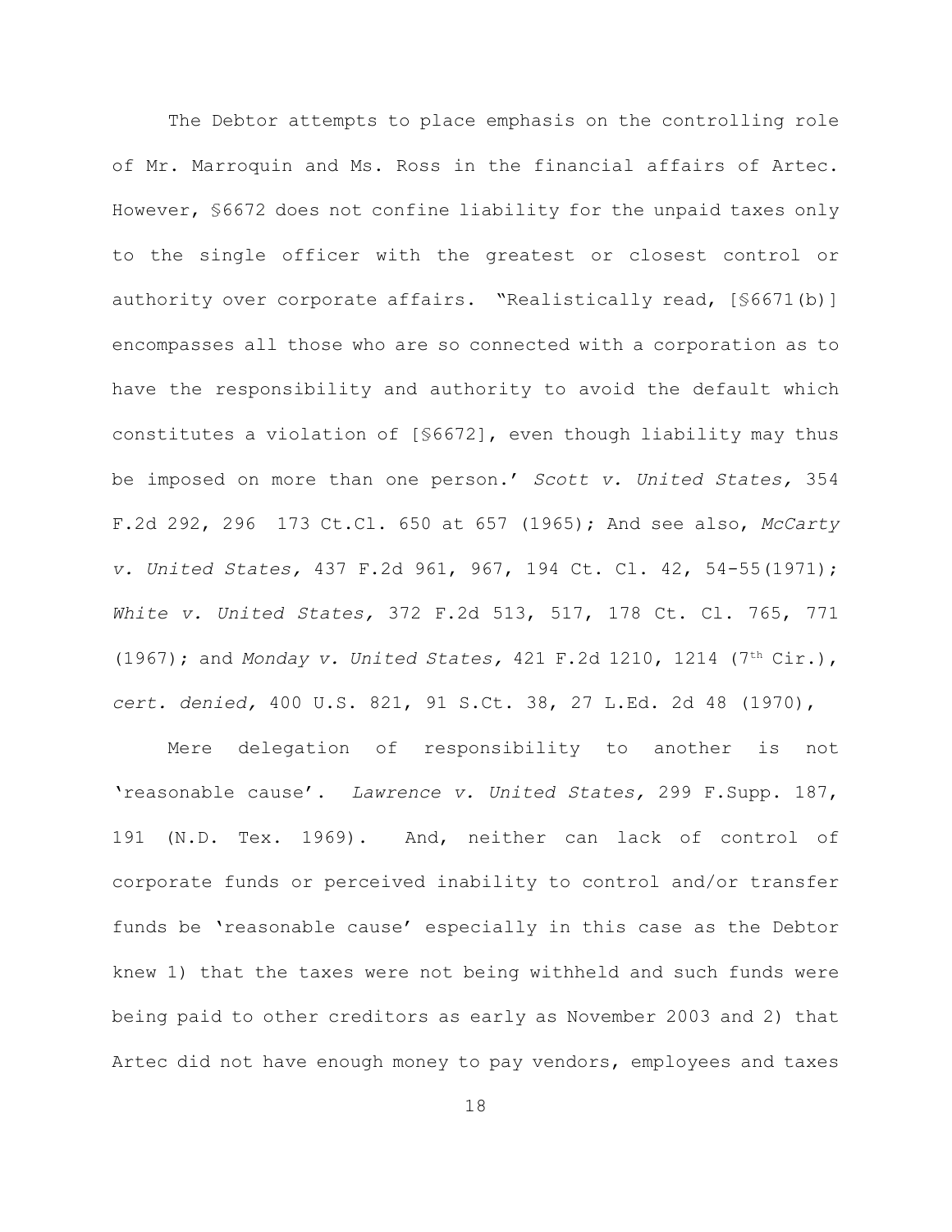The Debtor attempts to place emphasis on the controlling role of Mr. Marroquin and Ms. Ross in the financial affairs of Artec. However, §6672 does not confine liability for the unpaid taxes only to the single officer with the greatest or closest control or authority over corporate affairs. "Realistically read, [§6671(b)] encompasses all those who are so connected with a corporation as to have the responsibility and authority to avoid the default which constitutes a violation of [§6672], even though liability may thus be imposed on more than one person.' *Scott v. United States,* 354 F.2d 292, 296 173 Ct.Cl. 650 at 657 (1965); And see also, *McCarty v. United States,* 437 F.2d 961, 967, 194 Ct. Cl. 42, 54-55(1971); *White v. United States,* 372 F.2d 513, 517, 178 Ct. Cl. 765, 771 (1967); and *Monday v. United States,* 421 F.2d 1210, 1214 (7th Cir.), *cert. denied,* 400 U.S. 821, 91 S.Ct. 38, 27 L.Ed. 2d 48 (1970),

Mere delegation of responsibility to another is not 'reasonable cause'. *Lawrence v. United States,* 299 F.Supp. 187, 191 (N.D. Tex. 1969). And, neither can lack of control of corporate funds or perceived inability to control and/or transfer funds be 'reasonable cause' especially in this case as the Debtor knew 1) that the taxes were not being withheld and such funds were being paid to other creditors as early as November 2003 and 2) that Artec did not have enough money to pay vendors, employees and taxes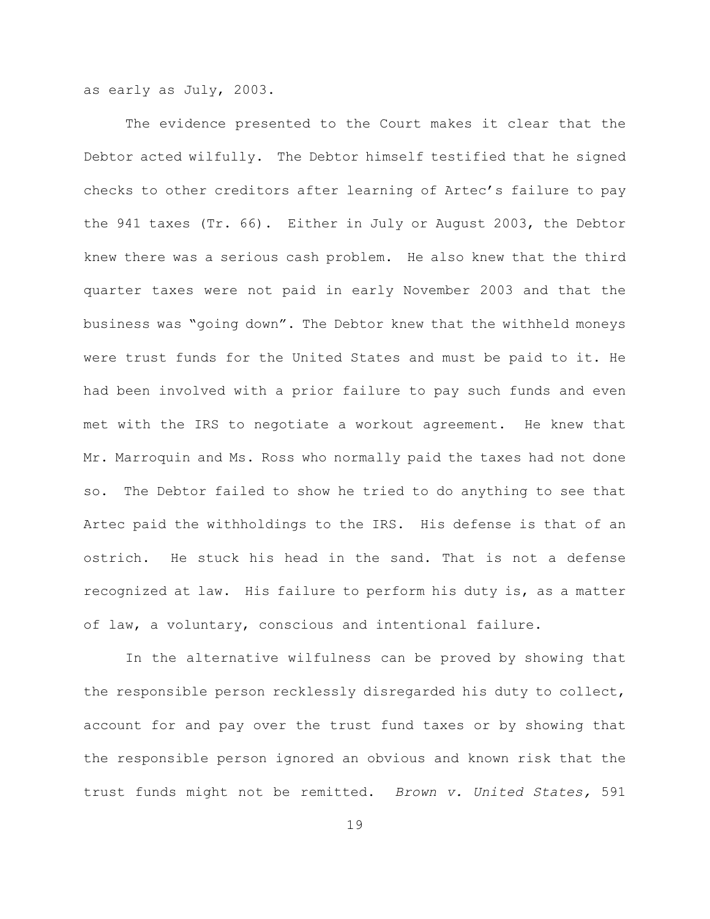as early as July, 2003.

The evidence presented to the Court makes it clear that the Debtor acted wilfully. The Debtor himself testified that he signed checks to other creditors after learning of Artec's failure to pay the 941 taxes (Tr. 66). Either in July or August 2003, the Debtor knew there was a serious cash problem. He also knew that the third quarter taxes were not paid in early November 2003 and that the business was "going down". The Debtor knew that the withheld moneys were trust funds for the United States and must be paid to it. He had been involved with a prior failure to pay such funds and even met with the IRS to negotiate a workout agreement. He knew that Mr. Marroquin and Ms. Ross who normally paid the taxes had not done so. The Debtor failed to show he tried to do anything to see that Artec paid the withholdings to the IRS. His defense is that of an ostrich. He stuck his head in the sand. That is not a defense recognized at law. His failure to perform his duty is, as a matter of law, a voluntary, conscious and intentional failure.

In the alternative wilfulness can be proved by showing that the responsible person recklessly disregarded his duty to collect, account for and pay over the trust fund taxes or by showing that the responsible person ignored an obvious and known risk that the trust funds might not be remitted. *Brown v. United States,* 591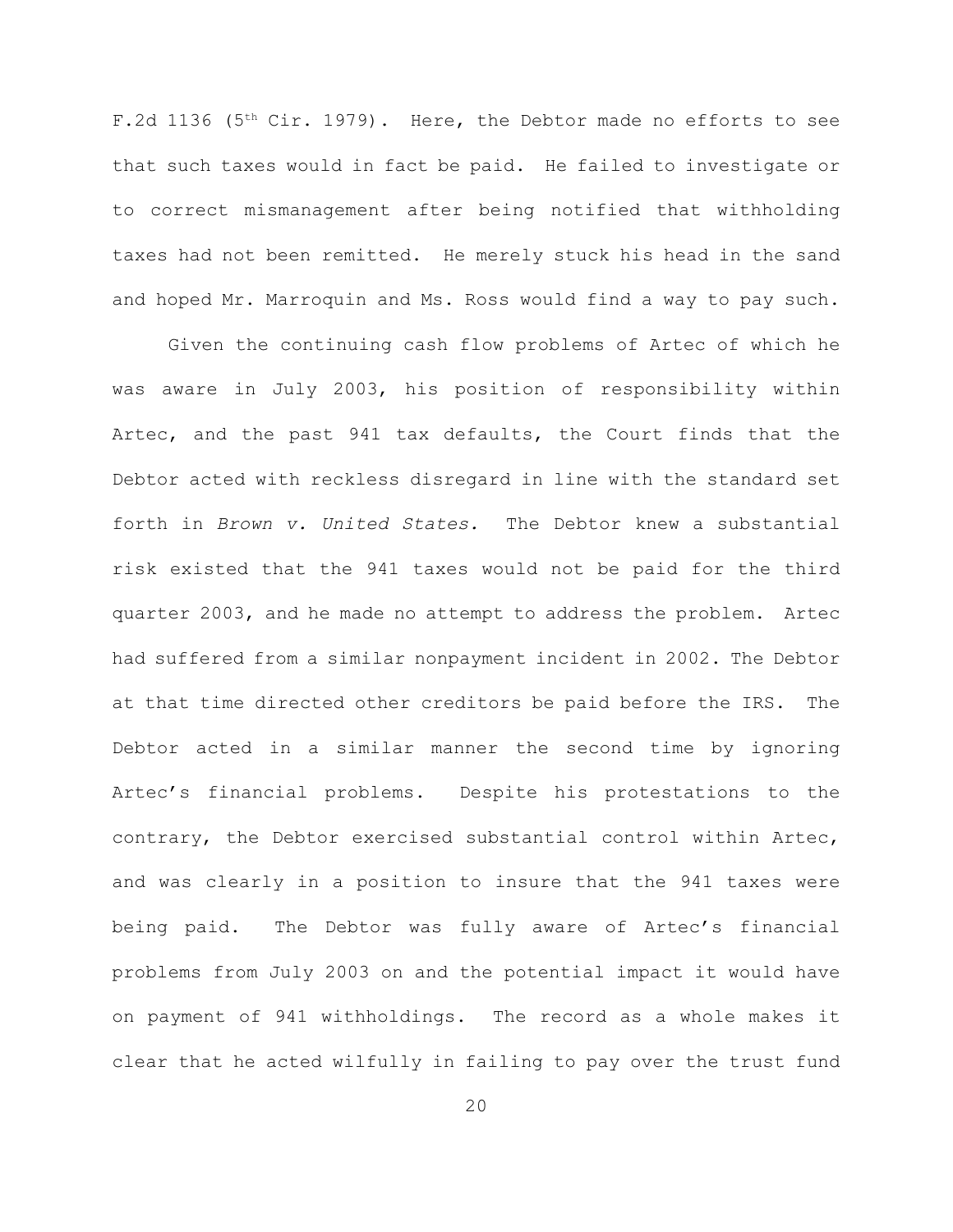F.2d 1136 (5th Cir. 1979). Here, the Debtor made no efforts to see that such taxes would in fact be paid. He failed to investigate or to correct mismanagement after being notified that withholding taxes had not been remitted. He merely stuck his head in the sand and hoped Mr. Marroquin and Ms. Ross would find a way to pay such.

Given the continuing cash flow problems of Artec of which he was aware in July 2003, his position of responsibility within Artec, and the past 941 tax defaults, the Court finds that the Debtor acted with reckless disregard in line with the standard set forth in *Brown v. United States.* The Debtor knew a substantial risk existed that the 941 taxes would not be paid for the third quarter 2003, and he made no attempt to address the problem. Artec had suffered from a similar nonpayment incident in 2002. The Debtor at that time directed other creditors be paid before the IRS. The Debtor acted in a similar manner the second time by ignoring Artec's financial problems. Despite his protestations to the contrary, the Debtor exercised substantial control within Artec, and was clearly in a position to insure that the 941 taxes were being paid. The Debtor was fully aware of Artec's financial problems from July 2003 on and the potential impact it would have on payment of 941 withholdings. The record as a whole makes it clear that he acted wilfully in failing to pay over the trust fund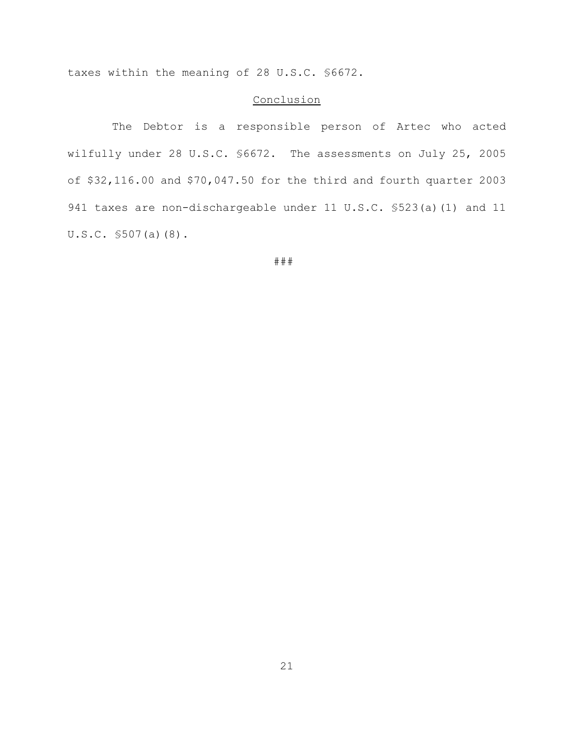taxes within the meaning of 28 U.S.C. §6672.

## Conclusion

The Debtor is a responsible person of Artec who acted wilfully under 28 U.S.C. §6672. The assessments on July 25, 2005 of $32,116.00 and $70,047.50 for the third and fourth quarter 2003 941 taxes are non-dischargeable under 11 U.S.C. §523(a)(1) and 11 U.S.C. §507(a)(8).

###